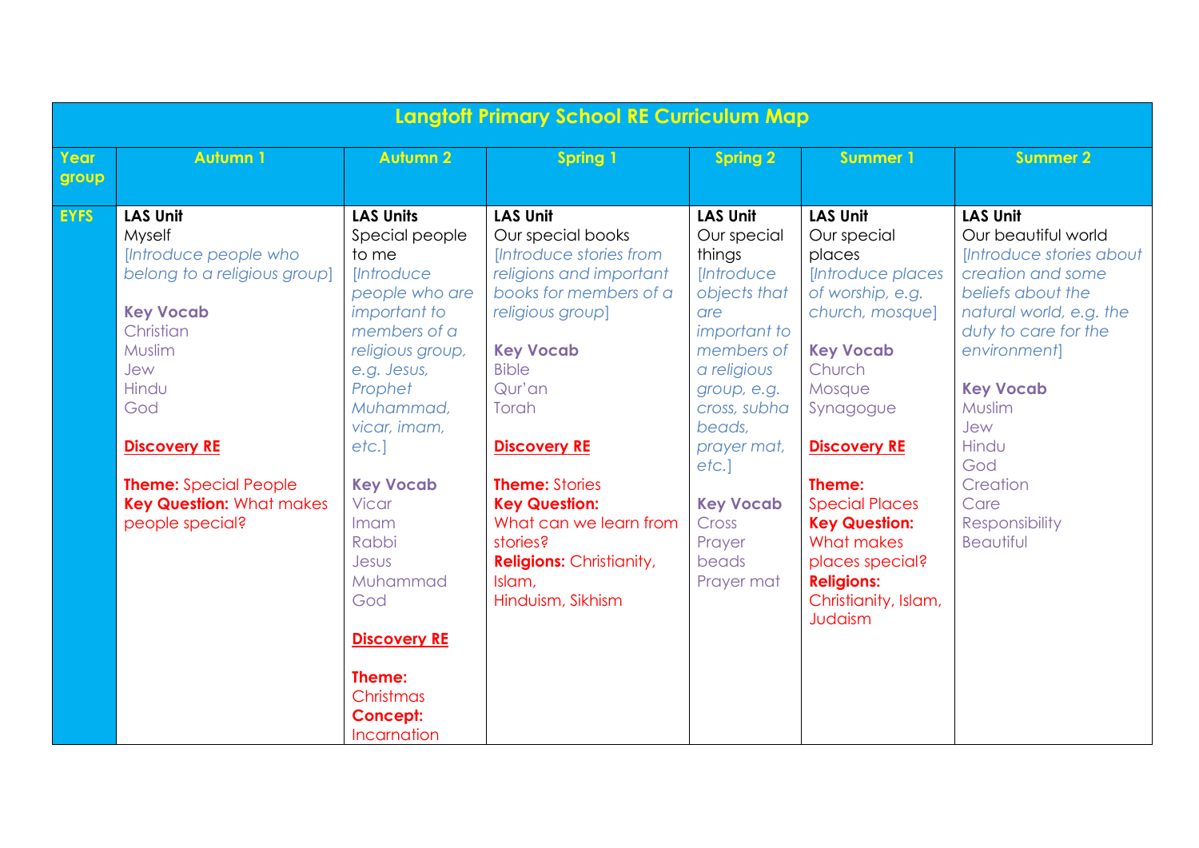# Langtoft Primary School RE Curriculum Map

| Year group | Autumn 1 | Autumn 2 | Spring 1 | Spring 2 | Summer 1 | Summer 2 |
|---|---|---|---|---|---|---|
| EYFS | **LAS Unit**<br>Myself<br>*[Introduce people who belong to a religious group]*<br><br>**Key Vocab**<br>Christian<br>Muslim<br>Jew<br>Hindu<br>God<br><br>**Discovery RE**<br><br>**Theme:** Special People<br>**Key Question:** What makes people special? | **LAS Units**<br>Special people to me<br>*[Introduce people who are important to members of a religious group, e.g. Jesus, Prophet Muhammad, vicar, imam, etc.]*<br><br>**Key Vocab**<br>Vicar<br>Imam<br>Rabbi<br>Jesus<br>Muhammad<br>God<br><br>**Discovery RE**<br><br>**Theme:** Christmas<br>**Concept:** Incarnation | **LAS Unit**<br>Our special books<br>*[Introduce stories from religions and important books for members of a religious group]*<br><br>**Key Vocab**<br>Bible<br>Qur'an<br>Torah<br><br>**Discovery RE**<br><br>**Theme:** Stories<br>**Key Question:** What can we learn from stories?<br>**Religions:** Christianity, Islam, Hinduism, Sikhism | **LAS Unit**<br>Our special things<br>*[Introduce objects that are important to members of a religious group, e.g. cross, subha beads, prayer mat, etc.]*<br><br>**Key Vocab**<br>Cross<br>Prayer beads<br>Prayer mat | **LAS Unit**<br>Our special places<br>*[Introduce places of worship, e.g. church, mosque]*<br><br>**Key Vocab**<br>Church<br>Mosque<br>Synagogue<br><br>**Discovery RE**<br><br>**Theme:** Special Places<br>**Key Question:** What makes places special?<br>**Religions:** Christianity, Islam, Judaism | **LAS Unit**<br>Our beautiful world<br>*[Introduce stories about creation and some beliefs about the natural world, e.g. the duty to care for the environment]*<br><br>**Key Vocab**<br>Muslim<br>Jew<br>Hindu<br>God<br>Creation<br>Care<br>Responsibility<br>Beautiful |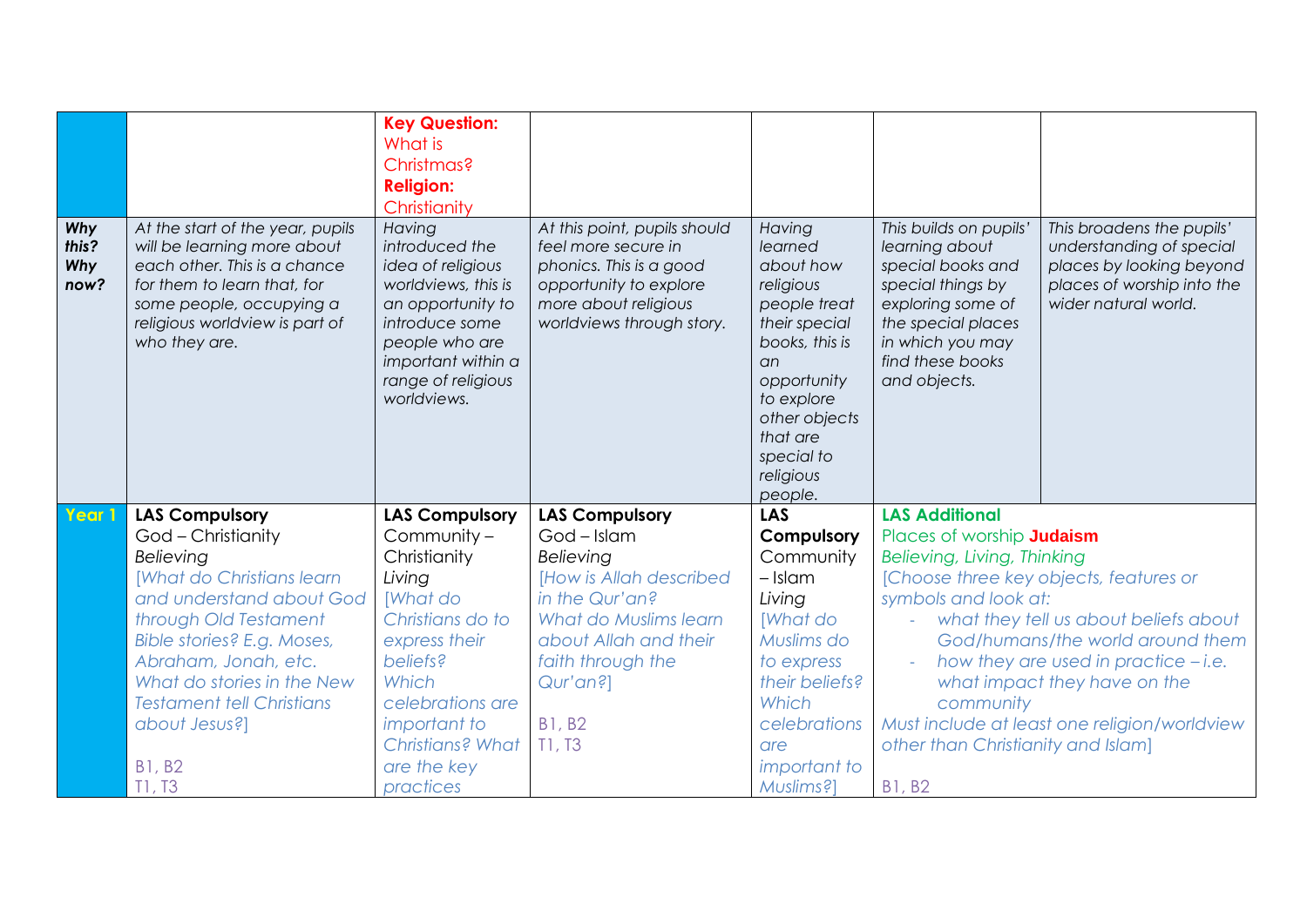| | | | | | | |
|---|---|---|---|---|---|---|
| | | **Key Question:** What is Christmas? **Religion:** Christianity | | | | |
| ***Why this? Why now?*** | *At the start of the year, pupils will be learning more about each other. This is a chance for them to learn that, for some people, occupying a religious worldview is part of who they are.* | *Having introduced the idea of religious worldviews, this is an opportunity to introduce some people who are important within a range of religious worldviews.* | *At this point, pupils should feel more secure in phonics. This is a good opportunity to explore more about religious worldviews through story.* | *Having learned about how religious people treat their special books, this is an opportunity to explore other objects that are special to religious people.* | *This builds on pupils' learning about special books and special things by exploring some of the special places in which you may find these books and objects.* | *This broadens the pupils' understanding of special places by looking beyond places of worship into the wider natural world.* |
| **Year 1** | **LAS Compulsory** God – Christianity *Believing* *[What do Christians learn and understand about God through Old Testament Bible stories? E.g. Moses, Abraham, Jonah, etc. What do stories in the New Testament tell Christians about Jesus?]* B1, B2 T1, T3 | **LAS Compulsory** Community – Christianity *Living* *[What do Christians do to express their beliefs? Which celebrations are important to Christians? What are the key practices* | **LAS Compulsory** God – Islam *Believing* *[How is Allah described in the Qur'an? What do Muslims learn about Allah and their faith through the Qur'an?]* B1, B2 T1, T3 | **LAS Compulsory** Community – Islam *Living* *[What do Muslims do to express their beliefs? Which celebrations are important to Muslims?]* | **LAS Additional** Places of worship **Judaism** *Believing, Living, Thinking* *[Choose three key objects, features or symbols and look at: - what they tell us about beliefs about God/humans/the world around them - how they are used in practice – i.e. what impact they have on the community Must include at least one religion/worldview other than Christianity and Islam]* B1, B2 | |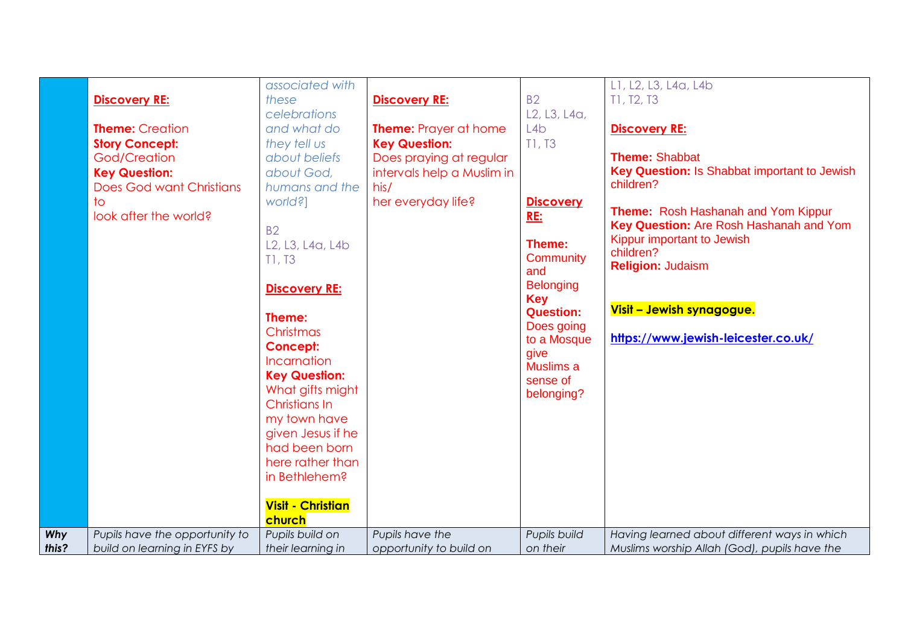| | | | | | |
|---|---|---|---|---|---|
| | **Discovery RE:**<br><br>**Theme:** Creation<br>**Story Concept:** God/Creation<br>**Key Question:** Does God want Christians to look after the world? | *associated with these celebrations and what do they tell us about beliefs about God, humans and the world?]*<br><br>B2<br>L2, L3, L4a, L4b<br>T1, T3<br><br>**Discovery RE:**<br><br>**Theme:** Christmas<br>**Concept:** Incarnation<br>**Key Question:** What gifts might Christians In my town have given Jesus if he had been born here rather than in Bethlehem?<br><br>**Visit - Christian church** | **Discovery RE:**<br><br>**Theme:** Prayer at home<br>**Key Question:** Does praying at regular intervals help a Muslim in his/her everyday life? | B2<br>L2, L3, L4a, L4b<br>T1, T3<br><br>**Discovery RE:**<br><br>**Theme:** Community and Belonging<br>**Key Question:** Does going to a Mosque give Muslims a sense of belonging? | L1, L2, L3, L4a, L4b<br>T1, T2, T3<br><br>**Discovery RE:**<br><br>**Theme:** Shabbat<br>**Key Question:** Is Shabbat important to Jewish children?<br><br>**Theme:** Rosh Hashanah and Yom Kippur<br>**Key Question:** Are Rosh Hashanah and Yom Kippur important to Jewish children?<br>**Religion:** Judaism<br><br>**Visit – Jewish synagogue.**<br><br>https://www.jewish-leicester.co.uk/ |
| ***Why this?*** | *Pupils have the opportunity to build on learning in EYFS by* | *Pupils build on their learning in* | *Pupils have the opportunity to build on* | *Pupils build on their* | *Having learned about different ways in which Muslims worship Allah (God), pupils have the* |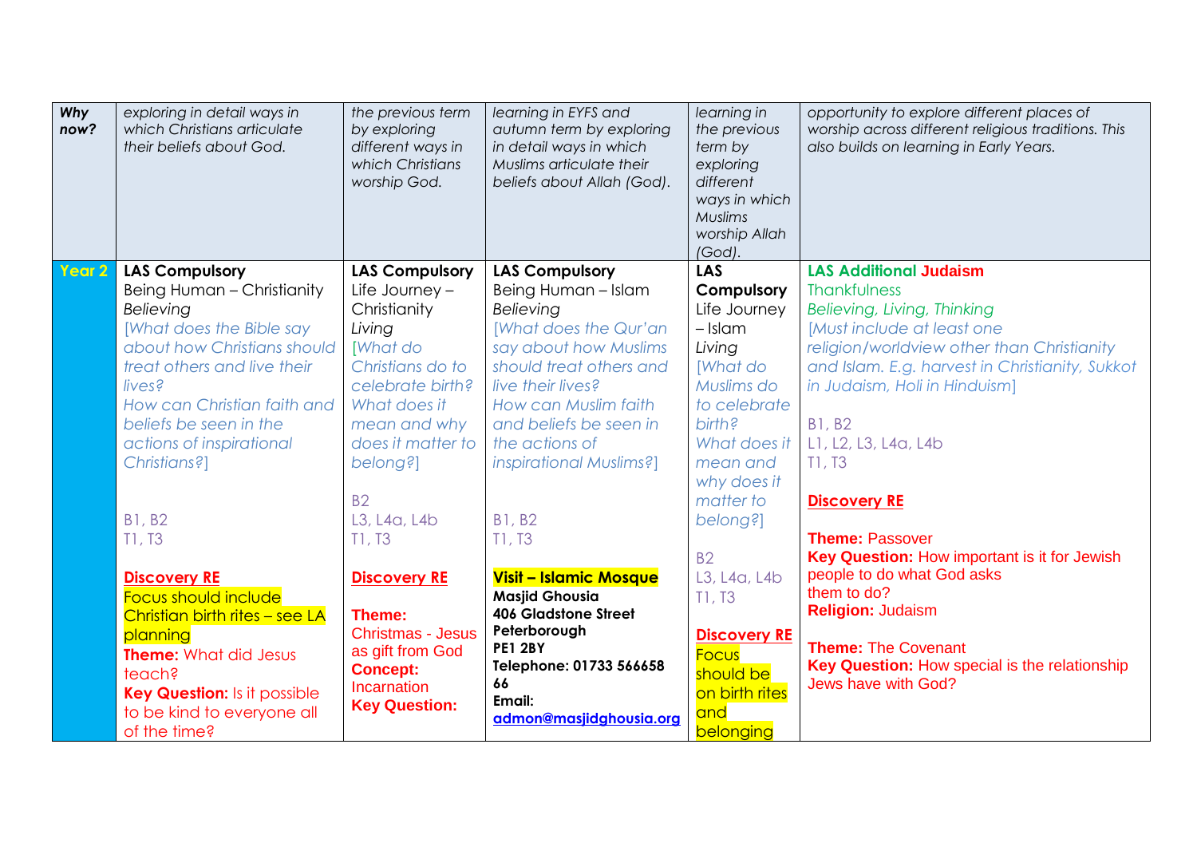| *Why now?* | *exploring in detail ways in which Christians articulate their beliefs about God.* | *the previous term by exploring different ways in which Christians worship God.* | *learning in EYFS and autumn term by exploring in detail ways in which Muslims articulate their beliefs about Allah (God).* | *learning in the previous term by exploring different ways in which Muslims worship Allah (God).* | *opportunity to explore different places of worship across different religious traditions. This also builds on learning in Early Years.* |
|---|---|---|---|---|---|
| **Year 2** | **LAS Compulsory**<br>Being Human – Christianity<br>*Believing*<br>*[What does the Bible say about how Christians should treat others and live their lives?*<br>*How can Christian faith and beliefs be seen in the actions of inspirational Christians?]*<br><br>B1, B2<br>T1, T3<br><br>**Discovery RE**<br>Focus should include Christian birth rites – see LA planning<br>**Theme:** What did Jesus teach?<br>**Key Question:** Is it possible to be kind to everyone all of the time? | **LAS Compulsory**<br>Life Journey – Christianity<br>*Living*<br>*[What do Christians do to celebrate birth? What does it mean and why does it matter to belong?]*<br><br>B2<br>L3, L4a, L4b<br>T1, T3<br><br>**Discovery RE**<br><br>**Theme:** Christmas - Jesus as gift from God<br>**Concept:** Incarnation<br>**Key Question:** | **LAS Compulsory**<br>Being Human – Islam<br>*Believing*<br>*[What does the Qur'an say about how Muslims should treat others and live their lives?*<br>*How can Muslim faith and beliefs be seen in the actions of inspirational Muslims?]*<br><br>B1, B2<br>T1, T3<br><br>**Visit – Islamic Mosque**<br>**Masjid Ghousia**<br>**406 Gladstone Street**<br>**Peterborough**<br>**PE1 2BY**<br>**Telephone: 01733 566658 66**<br>**Email:**<br>**admon@masjidghousia.org** | **LAS Compulsory**<br>Life Journey – Islam<br>*Living*<br>*[What do Muslims do to celebrate birth? What does it mean and why does it matter to belong?]*<br><br>B2<br>L3, L4a, L4b<br>T1, T3<br><br>**Discovery RE**<br>Focus should be on birth rites and belonging | **LAS Additional Judaism**<br>Thankfulness<br>*Believing, Living, Thinking*<br>*[Must include at least one religion/worldview other than Christianity and Islam. E.g. harvest in Christianity, Sukkot in Judaism, Holi in Hinduism]*<br><br>B1, B2<br>L1, L2, L3, L4a, L4b<br>T1, T3<br><br>**Discovery RE**<br><br>**Theme:** Passover<br>**Key Question:** How important is it for Jewish people to do what God asks them to do?<br>**Religion:** Judaism<br><br>**Theme:** The Covenant<br>**Key Question:** How special is the relationship Jews have with God? |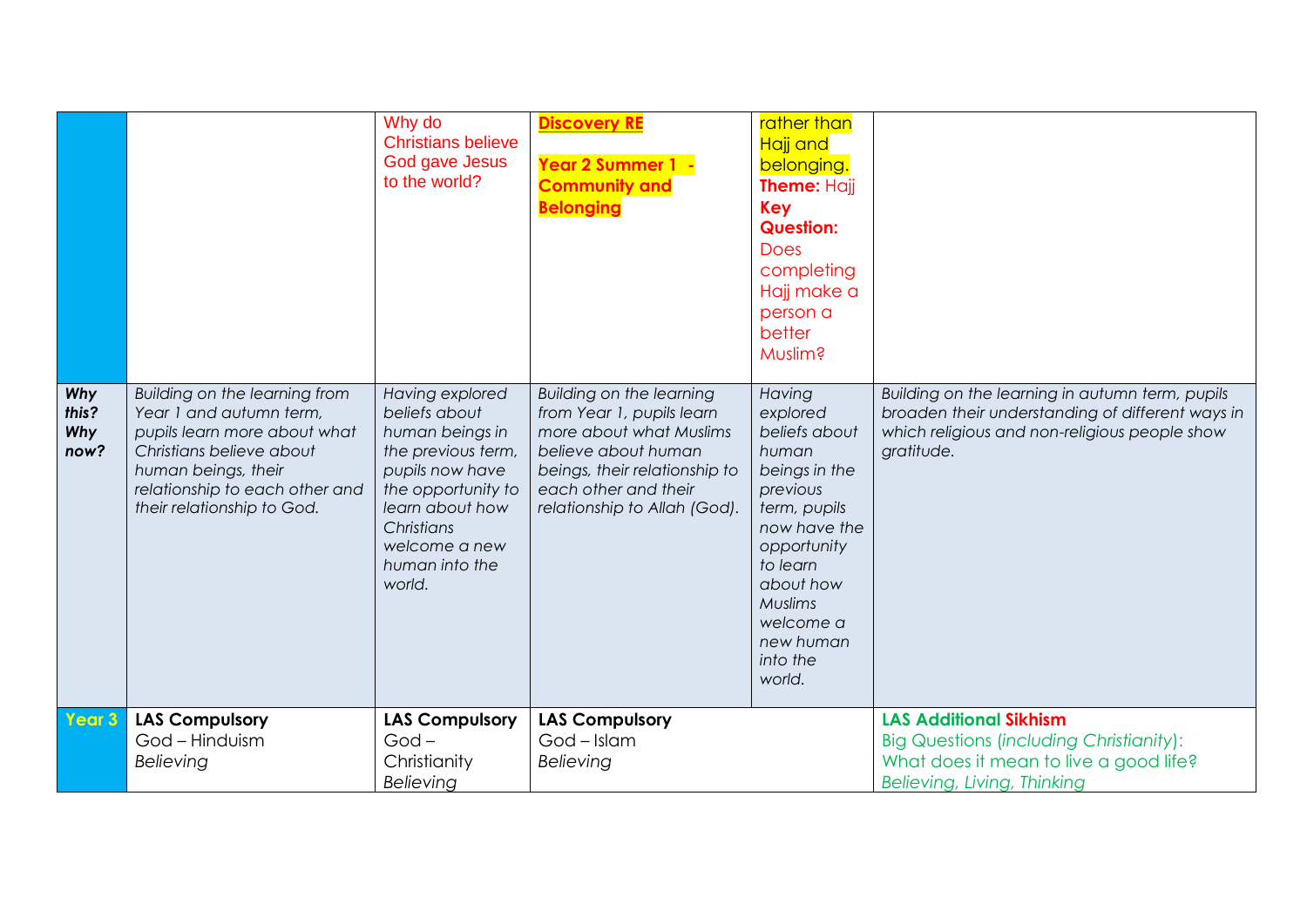| | | | | | |
|---|---|---|---|---|---|
| | | Why do Christians believe God gave Jesus to the world? | **Discovery RE**<br><br>**Year 2 Summer 1 - Community and Belonging** | rather than Hajj and belonging.<br>**Theme:** Hajj<br>**Key Question:** Does completing Hajj make a person a better Muslim? | |
| ***Why this? Why now?*** | *Building on the learning from Year 1 and autumn term, pupils learn more about what Christians believe about human beings, their relationship to each other and their relationship to God.* | *Having explored beliefs about human beings in the previous term, pupils now have the opportunity to learn about how Christians welcome a new human into the world.* | *Building on the learning from Year 1, pupils learn more about what Muslims believe about human beings, their relationship to each other and their relationship to Allah (God).* | *Having explored beliefs about human beings in the previous term, pupils now have the opportunity to learn about how Muslims welcome a new human into the world.* | *Building on the learning in autumn term, pupils broaden their understanding of different ways in which religious and non-religious people show gratitude.* |
| **Year 3** | **LAS Compulsory**<br>God – Hinduism<br>*Believing* | **LAS Compulsory**<br>God – Christianity<br>*Believing* | **LAS Compulsory**<br>God – Islam<br>*Believing* | | **LAS Additional Sikhism**<br>Big Questions (*including Christianity*): What does it mean to live a good life?<br>*Believing, Living, Thinking* |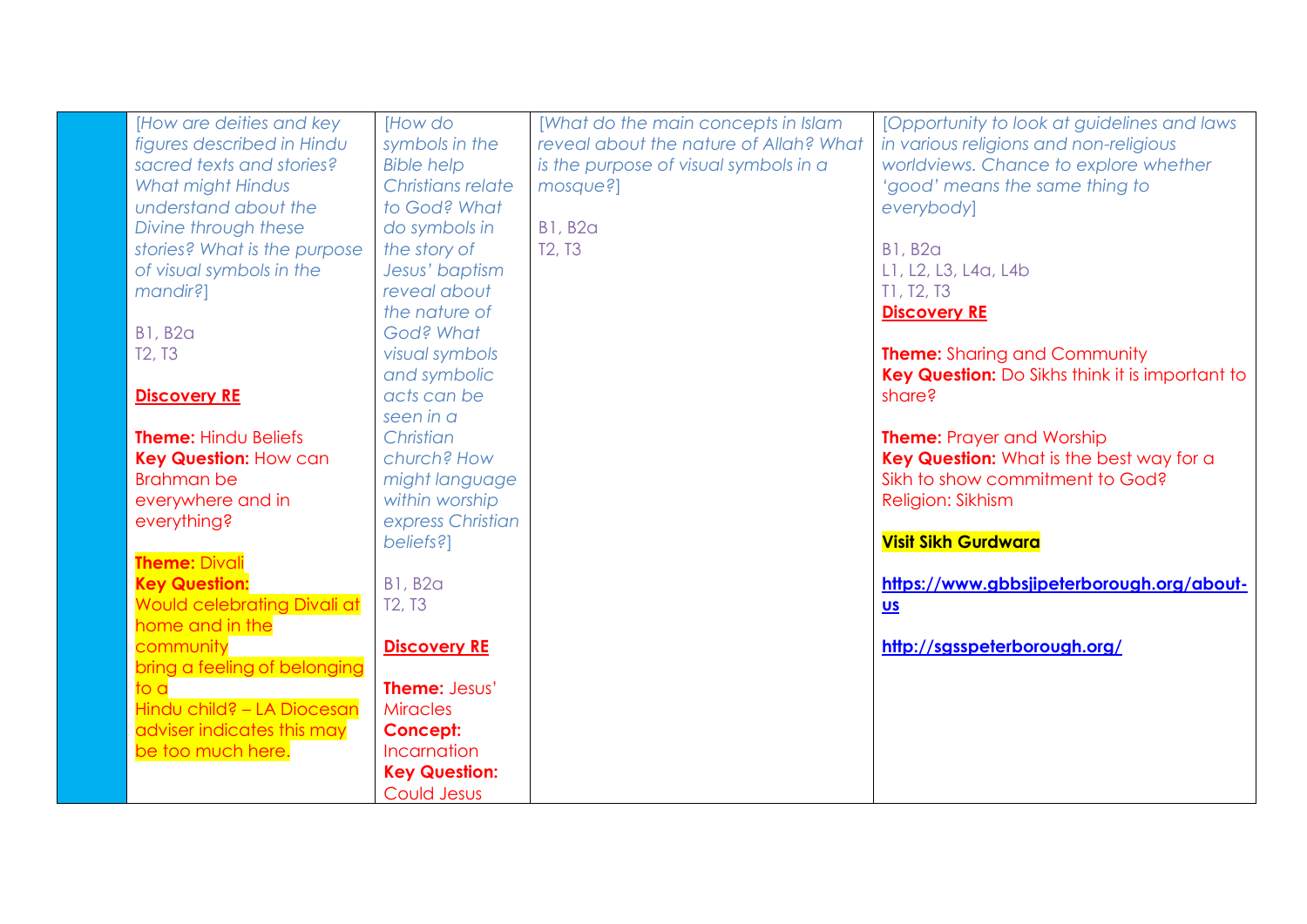| | | | | |
|---|---|---|---|---|
| | *[How are deities and key figures described in Hindu sacred texts and stories? What might Hindus understand about the Divine through these stories? What is the purpose of visual symbols in the mandir?]*<br><br>B1, B2a<br>T2, T3<br><br>**Discovery RE**<br><br>**Theme:** Hindu Beliefs<br>**Key Question:** How can Brahman be everywhere and in everything?<br><br>**Theme:** Divali<br>**Key Question:**<br>Would celebrating Divali at home and in the community bring a feeling of belonging to a Hindu child? – LA Diocesan adviser indicates this may be too much here. | *[How do symbols in the Bible help Christians relate to God? What do symbols in the story of Jesus' baptism reveal about the nature of God? What visual symbols and symbolic acts can be seen in a Christian church? How might language within worship express Christian beliefs?]*<br><br>B1, B2a<br>T2, T3<br><br>**Discovery RE**<br><br>**Theme:** Jesus' Miracles<br>**Concept:** Incarnation<br>**Key Question:** Could Jesus | *[What do the main concepts in Islam reveal about the nature of Allah? What is the purpose of visual symbols in a mosque?]*<br><br>B1, B2a<br>T2, T3 | *[Opportunity to look at guidelines and laws in various religions and non-religious worldviews. Chance to explore whether 'good' means the same thing to everybody]*<br><br>B1, B2a<br>L1, L2, L3, L4a, L4b<br>T1, T2, T3<br>**Discovery RE**<br><br>**Theme:** Sharing and Community<br>**Key Question:** Do Sikhs think it is important to share?<br><br>**Theme:** Prayer and Worship<br>**Key Question:** What is the best way for a Sikh to show commitment to God?<br>Religion: Sikhism<br><br>**Visit Sikh Gurdwara**<br><br>**https://www.gbbsjipeterborough.org/about-us**<br><br>**http://sgsspeterborough.org/** |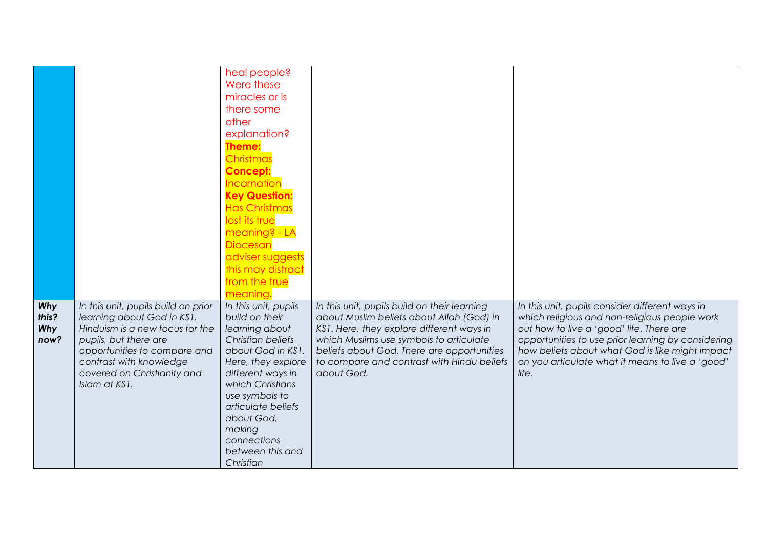| | | | | |
|---|---|---|---|---|
| | | heal people? Were these miracles or is there some other explanation? **Theme:** Christmas **Concept:** Incarnation **Key Question:** Has Christmas lost its true meaning? - LA Diocesan adviser suggests this may distract from the true meaning. | | |
| ***Why this? Why now?*** | *In this unit, pupils build on prior learning about God in KS1. Hinduism is a new focus for the pupils, but there are opportunities to compare and contrast with knowledge covered on Christianity and Islam at KS1.* | *In this unit, pupils build on their learning about Christian beliefs about God in KS1. Here, they explore different ways in which Christians use symbols to articulate beliefs about God, making connections between this and Christian* | *In this unit, pupils build on their learning about Muslim beliefs about Allah (God) in KS1. Here, they explore different ways in which Muslims use symbols to articulate beliefs about God. There are opportunities to compare and contrast with Hindu beliefs about God.* | *In this unit, pupils consider different ways in which religious and non-religious people work out how to live a 'good' life. There are opportunities to use prior learning by considering how beliefs about what God is like might impact on you articulate what it means to live a 'good' life.* |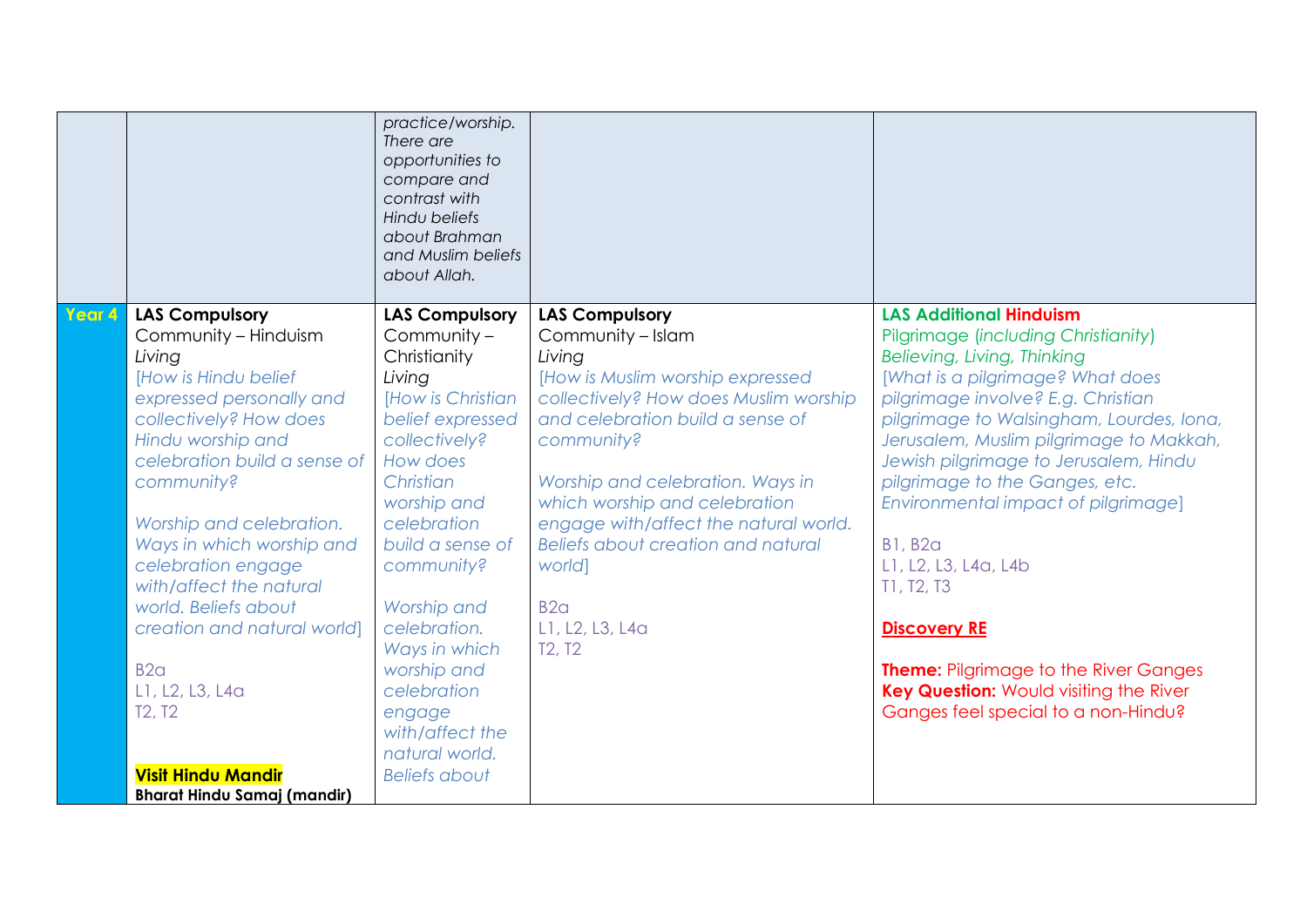| | | | | |
|---|---|---|---|---|
| | | *practice/worship. There are opportunities to compare and contrast with Hindu beliefs about Brahman and Muslim beliefs about Allah.* | | |
| **Year 4** | **LAS Compulsory**<br>Community – Hinduism<br>*Living*<br>*[How is Hindu belief expressed personally and collectively? How does Hindu worship and celebration build a sense of community?*<br><br>*Worship and celebration. Ways in which worship and celebration engage with/affect the natural world. Beliefs about creation and natural world]*<br><br>B2a<br>L1, L2, L3, L4a<br>T2, T2<br><br>**Visit Hindu Mandir**<br>**Bharat Hindu Samaj (mandir)** | **LAS Compulsory**<br>Community – Christianity<br>*Living*<br>*[How is Christian belief expressed collectively? How does Christian worship and celebration build a sense of community?*<br><br>*Worship and celebration. Ways in which worship and celebration engage with/affect the natural world. Beliefs about* | **LAS Compulsory**<br>Community – Islam<br>*Living*<br>*[How is Muslim worship expressed collectively? How does Muslim worship and celebration build a sense of community?*<br><br>*Worship and celebration. Ways in which worship and celebration engage with/affect the natural world. Beliefs about creation and natural world]*<br><br>B2a<br>L1, L2, L3, L4a<br>T2, T2 | **LAS Additional Hinduism**<br>Pilgrimage (*including Christianity*)<br>*Believing, Living, Thinking*<br>*[What is a pilgrimage? What does pilgrimage involve? E.g. Christian pilgrimage to Walsingham, Lourdes, Iona, Jerusalem, Muslim pilgrimage to Makkah, Jewish pilgrimage to Jerusalem, Hindu pilgrimage to the Ganges, etc. Environmental impact of pilgrimage]*<br><br>B1, B2a<br>L1, L2, L3, L4a, L4b<br>T1, T2, T3<br><br>**Discovery RE**<br><br>**Theme:** Pilgrimage to the River Ganges<br>**Key Question:** Would visiting the River Ganges feel special to a non-Hindu? |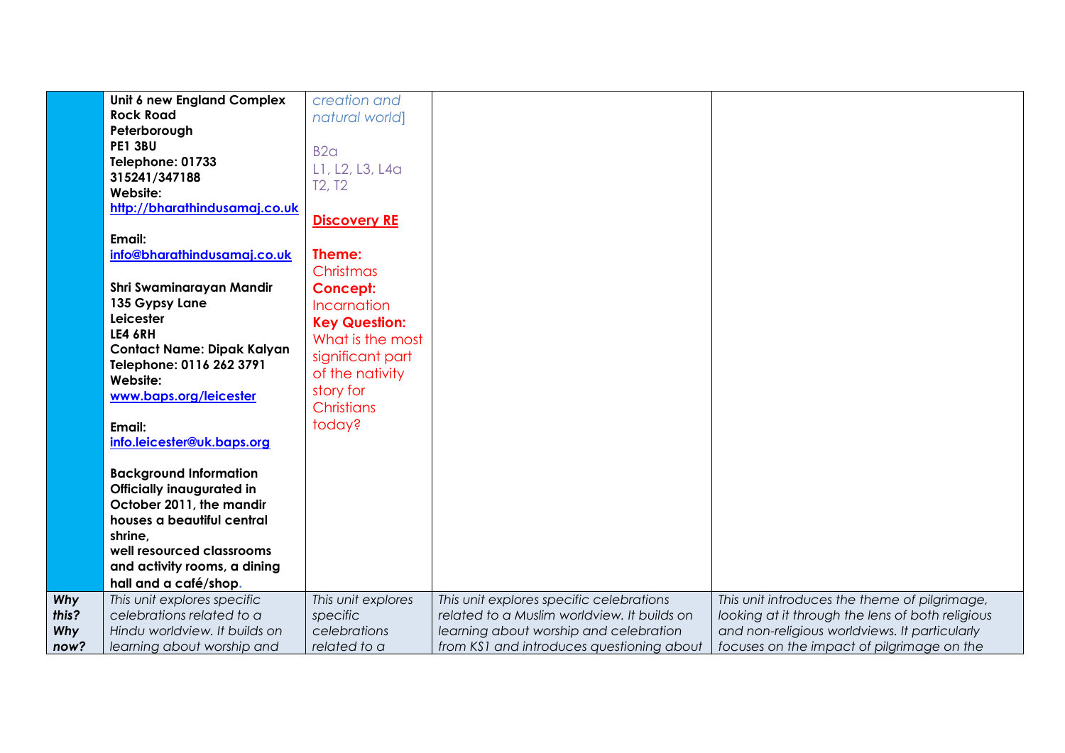| | | | | |
|---|---|---|---|---|
| | **Unit 6 new England Complex**<br>**Rock Road**<br>**Peterborough**<br>**PE1 3BU**<br>**Telephone: 01733 315241/347188**<br>**Website:**<br>**http://bharathindusamaj.co.uk**<br><br>**Email:**<br>**info@bharathindusamaj.co.uk**<br><br>**Shri Swaminarayan Mandir**<br>**135 Gypsy Lane**<br>**Leicester**<br>**LE4 6RH**<br>**Contact Name: Dipak Kalyan**<br>**Telephone: 0116 262 3791**<br>**Website:**<br>**www.baps.org/leicester**<br><br>**Email:**<br>**info.leicester@uk.baps.org**<br><br>**Background Information**<br>**Officially inaugurated in October 2011, the mandir houses a beautiful central shrine,**<br>**well resourced classrooms and activity rooms, a dining hall and a café/shop.** | *creation and natural world]*<br><br>B2a<br>L1, L2, L3, L4a<br>T2, T2<br><br>**Discovery RE**<br><br>**Theme:**<br>Christmas<br>**Concept:**<br>Incarnation<br>**Key Question:**<br>What is the most significant part of the nativity story for Christians today? | | |
| ***Why this? Why now?*** | *This unit explores specific celebrations related to a Hindu worldview. It builds on learning about worship and* | *This unit explores specific celebrations related to a* | *This unit explores specific celebrations related to a Muslim worldview. It builds on learning about worship and celebration from KS1 and introduces questioning about* | *This unit introduces the theme of pilgrimage, looking at it through the lens of both religious and non-religious worldviews. It particularly focuses on the impact of pilgrimage on the* |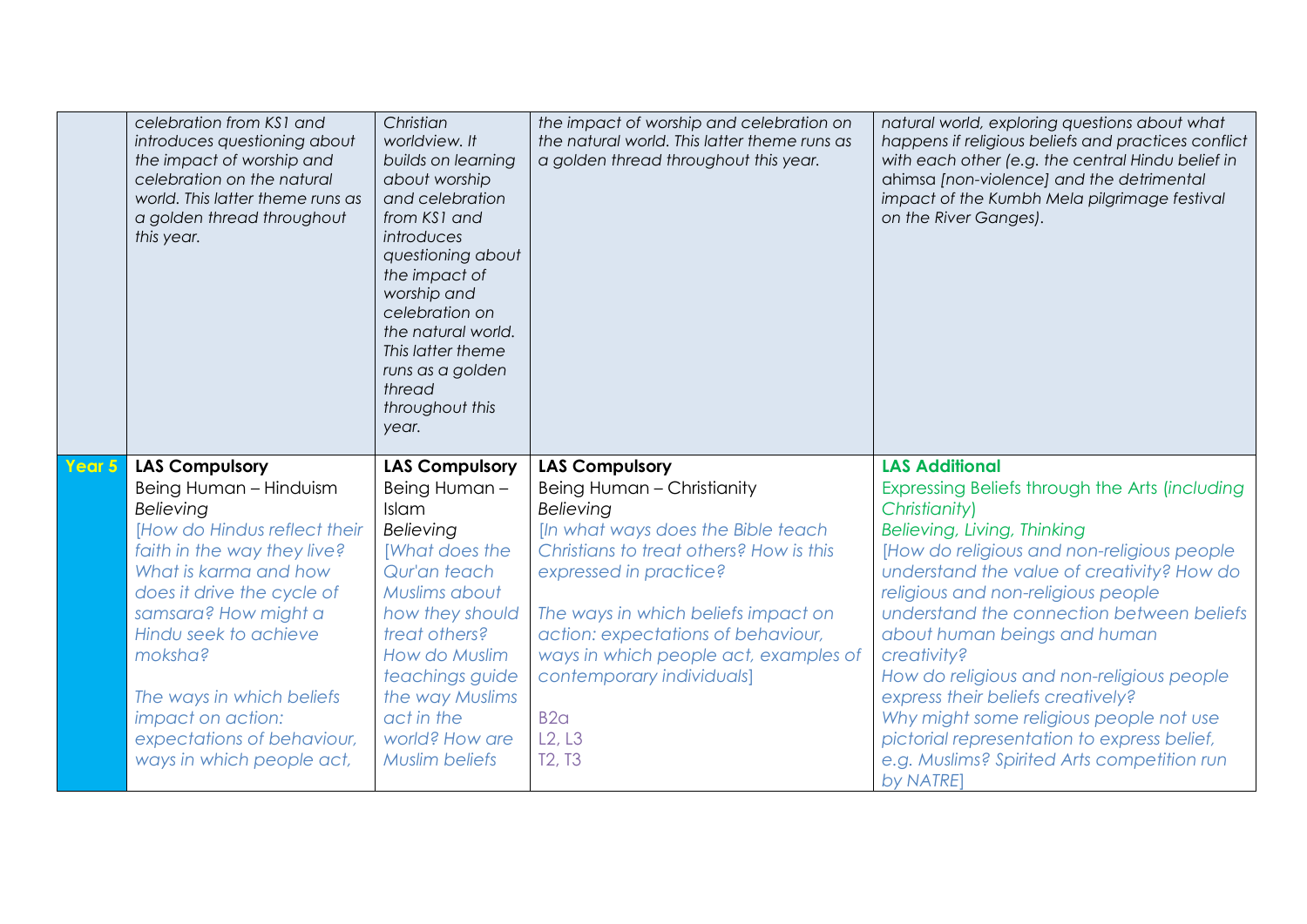| | | | | |
|---|---|---|---|---|
| | *celebration from KS1 and introduces questioning about the impact of worship and celebration on the natural world. This latter theme runs as a golden thread throughout this year.* | *Christian worldview. It builds on learning about worship and celebration from KS1 and introduces questioning about the impact of worship and celebration on the natural world. This latter theme runs as a golden thread throughout this year.* | *the impact of worship and celebration on the natural world. This latter theme runs as a golden thread throughout this year.* | *natural world, exploring questions about what happens if religious beliefs and practices conflict with each other (e.g. the central Hindu belief in ahimsa [non-violence] and the detrimental impact of the Kumbh Mela pilgrimage festival on the River Ganges).* |
| **Year 5** | **LAS Compulsory**<br>Being Human – Hinduism<br>*Believing*<br>*[How do Hindus reflect their faith in the way they live? What is karma and how does it drive the cycle of samsara? How might a Hindu seek to achieve moksha?*<br><br>*The ways in which beliefs impact on action: expectations of behaviour, ways in which people act,* | **LAS Compulsory**<br>Being Human – Islam<br>*Believing*<br>*[What does the Qur'an teach Muslims about how they should treat others? How do Muslim teachings guide the way Muslims act in the world? How are Muslim beliefs* | **LAS Compulsory**<br>Being Human – Christianity<br>*Believing*<br>*[In what ways does the Bible teach Christians to treat others? How is this expressed in practice?*<br><br>*The ways in which beliefs impact on action: expectations of behaviour, ways in which people act, examples of contemporary individuals]*<br><br>B2a<br>L2, L3<br>T2, T3 | **LAS Additional**<br>Expressing Beliefs through the Arts (*including Christianity*)<br>*Believing, Living, Thinking*<br>*[How do religious and non-religious people understand the value of creativity? How do religious and non-religious people understand the connection between beliefs about human beings and human creativity?*<br>*How do religious and non-religious people express their beliefs creatively?*<br>*Why might some religious people not use pictorial representation to express belief, e.g. Muslims? Spirited Arts competition run by NATRE]* |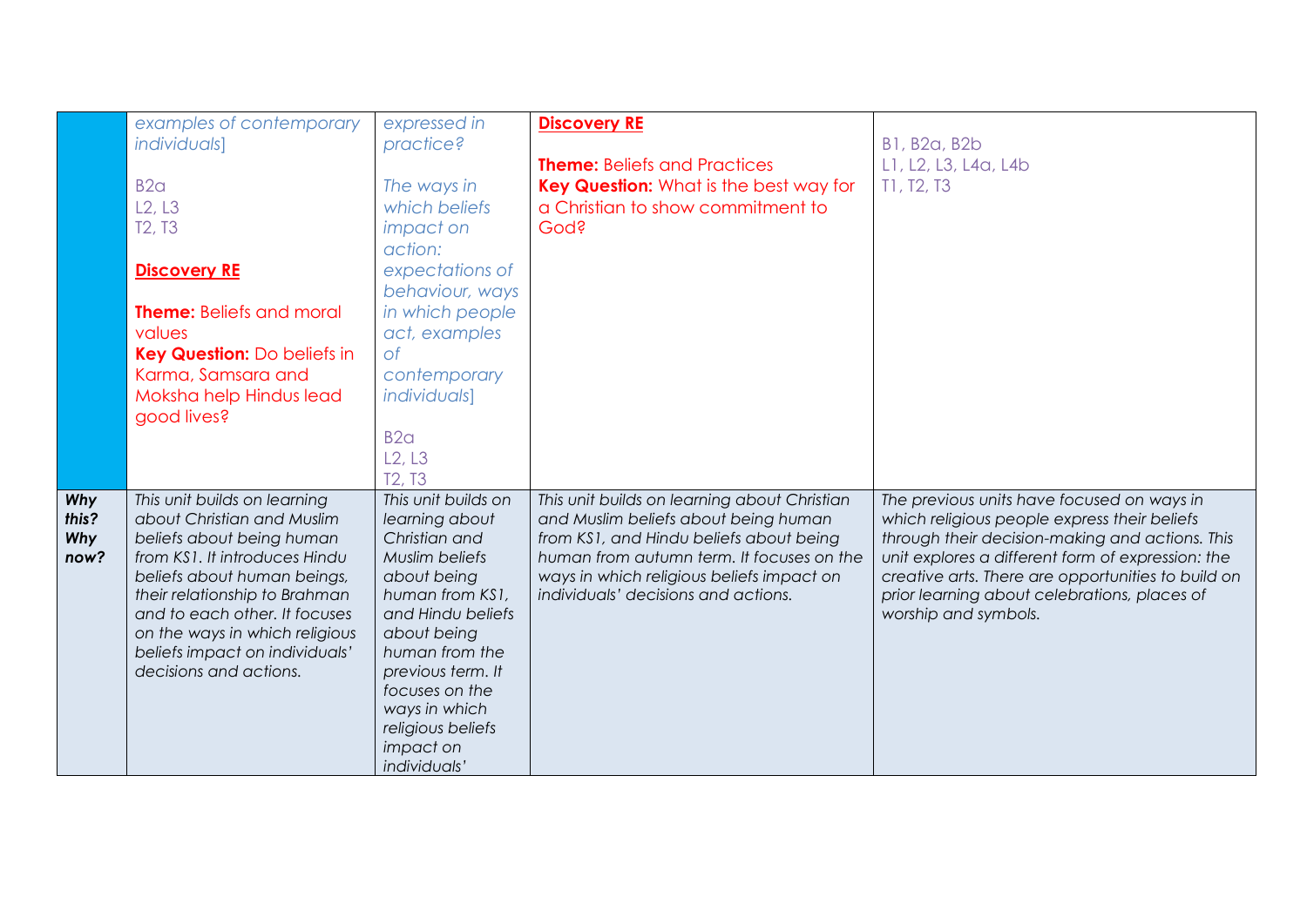| | | | | |
|---|---|---|---|---|
| | *examples of contemporary individuals]*<br><br>B2a<br>L2, L3<br>T2, T3<br><br>**Discovery RE**<br><br>**Theme:** Beliefs and moral values<br>**Key Question:** Do beliefs in Karma, Samsara and Moksha help Hindus lead good lives? | *expressed in practice?*<br><br>*The ways in which beliefs impact on action: expectations of behaviour, ways in which people act, examples of contemporary individuals]*<br><br>B2a<br>L2, L3<br>T2, T3 | **Discovery RE**<br><br>**Theme:** Beliefs and Practices<br>**Key Question:** What is the best way for a Christian to show commitment to God? | B1, B2a, B2b<br>L1, L2, L3, L4a, L4b<br>T1, T2, T3 |
| ***Why this? Why now?*** | *This unit builds on learning about Christian and Muslim beliefs about being human from KS1. It introduces Hindu beliefs about human beings, their relationship to Brahman and to each other. It focuses on the ways in which religious beliefs impact on individuals' decisions and actions.* | *This unit builds on learning about Christian and Muslim beliefs about being human from KS1, and Hindu beliefs about being human from the previous term. It focuses on the ways in which religious beliefs impact on individuals'* | *This unit builds on learning about Christian and Muslim beliefs about being human from KS1, and Hindu beliefs about being human from autumn term. It focuses on the ways in which religious beliefs impact on individuals' decisions and actions.* | *The previous units have focused on ways in which religious people express their beliefs through their decision-making and actions. This unit explores a different form of expression: the creative arts. There are opportunities to build on prior learning about celebrations, places of worship and symbols.* |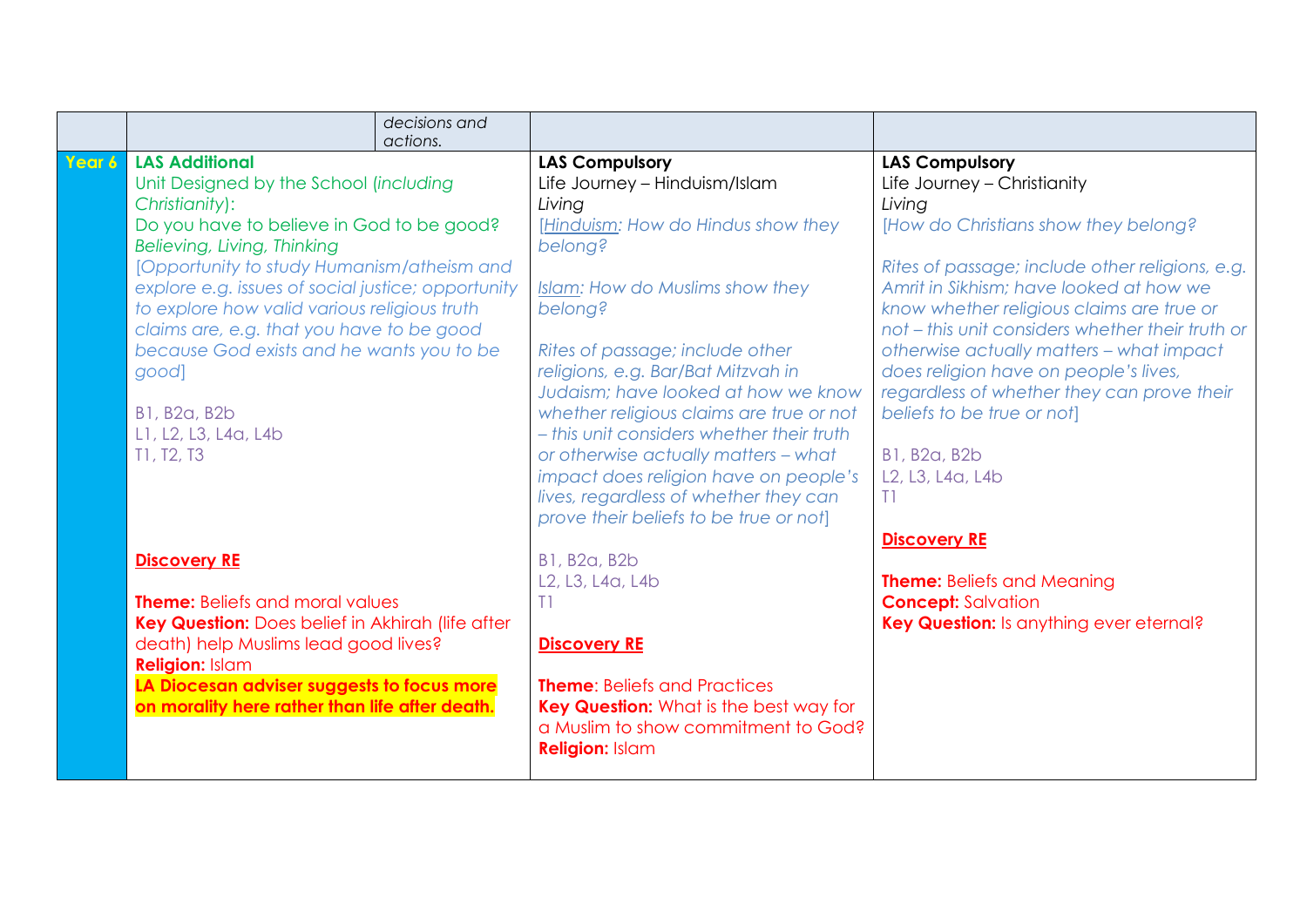| | | | | |
|---|---|---|---|---|
| | | *decisions and actions.* | | |
| **Year 6** | **LAS Additional**<br>Unit Designed by the School (*including Christianity*):<br>Do you have to believe in God to be good?<br>*Believing, Living, Thinking*<br>*[Opportunity to study Humanism/atheism and explore e.g. issues of social justice; opportunity to explore how valid various religious truth claims are, e.g. that you have to be good because God exists and he wants you to be good]*<br><br>B1, B2a, B2b<br>L1, L2, L3, L4a, L4b<br>T1, T2, T3<br><br>**Discovery RE**<br><br>**Theme:** Beliefs and moral values<br>**Key Question:** Does belief in Akhirah (life after death) help Muslims lead good lives?<br>**Religion:** Islam<br>**LA Diocesan adviser suggests to focus more on morality here rather than life after death.** | | **LAS Compulsory**<br>Life Journey – Hinduism/Islam<br>*Living*<br>*[Hinduism: How do Hindus show they belong?*<br><br>*Islam: How do Muslims show they belong?*<br><br>*Rites of passage; include other religions, e.g. Bar/Bat Mitzvah in Judaism; have looked at how we know whether religious claims are true or not – this unit considers whether their truth or otherwise actually matters – what impact does religion have on people's lives, regardless of whether they can prove their beliefs to be true or not]*<br><br>B1, B2a, B2b<br>L2, L3, L4a, L4b<br>T1<br><br>**Discovery RE**<br><br>**Theme**: Beliefs and Practices<br>**Key Question:** What is the best way for a Muslim to show commitment to God?<br>**Religion:** Islam | **LAS Compulsory**<br>Life Journey – Christianity<br>*Living*<br>*[How do Christians show they belong?*<br><br>*Rites of passage; include other religions, e.g. Amrit in Sikhism; have looked at how we know whether religious claims are true or not – this unit considers whether their truth or otherwise actually matters – what impact does religion have on people's lives, regardless of whether they can prove their beliefs to be true or not]*<br><br>B1, B2a, B2b<br>L2, L3, L4a, L4b<br>T1<br><br>**Discovery RE**<br><br>**Theme:** Beliefs and Meaning<br>**Concept:** Salvation<br>**Key Question:** Is anything ever eternal? |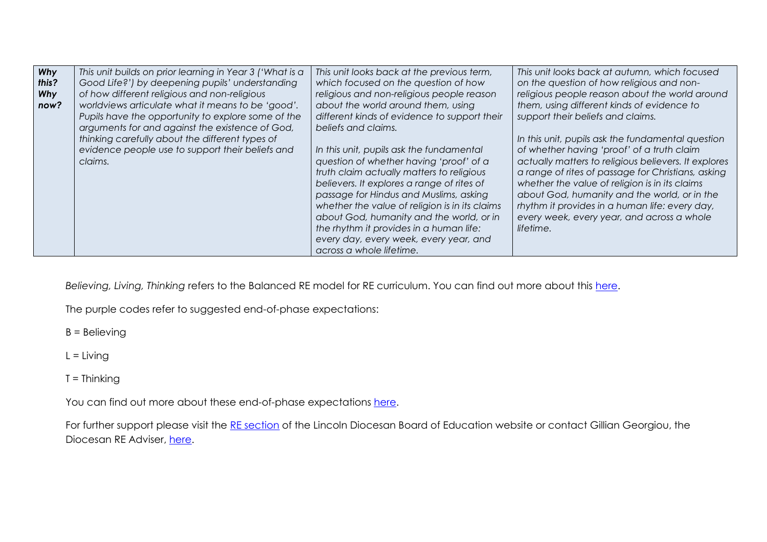| | | | |
|---|---|---|---|
| ***Why this? Why now?*** | *This unit builds on prior learning in Year 3 ('What is a Good Life?') by deepening pupils' understanding of how different religious and non-religious worldviews articulate what it means to be 'good'. Pupils have the opportunity to explore some of the arguments for and against the existence of God, thinking carefully about the different types of evidence people use to support their beliefs and claims.* | *This unit looks back at the previous term, which focused on the question of how religious and non-religious people reason about the world around them, using different kinds of evidence to support their beliefs and claims.*<br><br>*In this unit, pupils ask the fundamental question of whether having 'proof' of a truth claim actually matters to religious believers. It explores a range of rites of passage for Hindus and Muslims, asking whether the value of religion is in its claims about God, humanity and the world, or in the rhythm it provides in a human life: every day, every week, every year, and across a whole lifetime.* | *This unit looks back at autumn, which focused on the question of how religious and non-religious people reason about the world around them, using different kinds of evidence to support their beliefs and claims.*<br><br>*In this unit, pupils ask the fundamental question of whether having 'proof' of a truth claim actually matters to religious believers. It explores a range of rites of passage for Christians, asking whether the value of religion is in its claims about God, humanity and the world, or in the rhythm it provides in a human life: every day, every week, every year, and across a whole lifetime.* |

*Believing, Living, Thinking* refers to the Balanced RE model for RE curriculum. You can find out more about this [here](#).

The purple codes refer to suggested end-of-phase expectations:

B = Believing

L = Living

T = Thinking

You can find out more about these end-of-phase expectations [here](#).

For further support please visit the [RE section](#) of the Lincoln Diocesan Board of Education website or contact Gillian Georgiou, the Diocesan RE Adviser, [here](#).